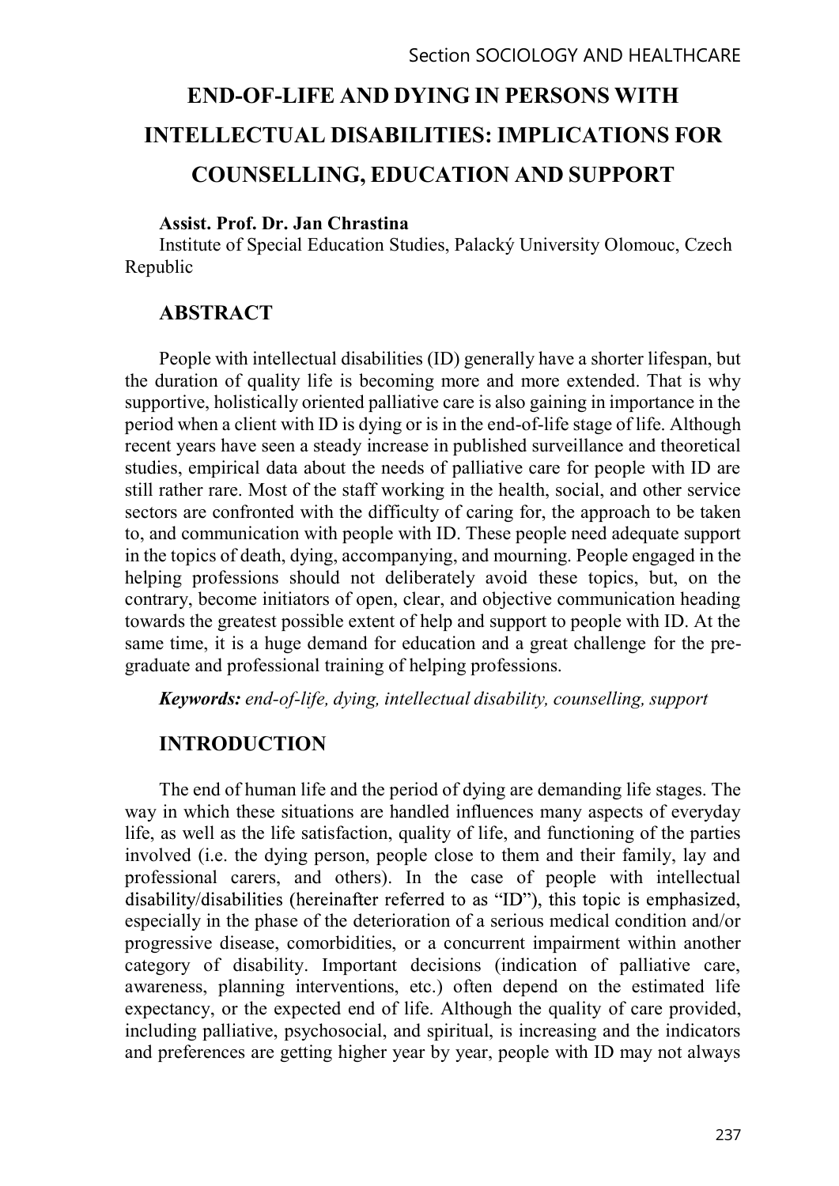# END-OF-LIFE AND DYING IN PERSONS WITH INTELLECTUAL DISABILITIES: IMPLICATIONS FOR COUNSELLING, EDUCATION AND SUPPORT

**Assist. Prof. Dr. Jan Chrastina**

Institute of Special Education Studies, Palacký University Olomouc, Czech Republic

## ABSTRACT

People with intellectual disabilities (ID) generally have a shorter lifespan, but the duration of quality life is becoming more and more extended. That is why supportive, holistically oriented palliative care is also gaining in importance in the period when a client with ID is dying or is in the end-of-life stage of life. Although recent years have seen a steady increase in published surveillance and theoretical studies, empirical data about the needs of palliative care for people with ID are still rather rare. Most of the staff working in the health, social, and other service sectors are confronted with the difficulty of caring for, the approach to be taken to, and communication with people with ID. These people need adequate support in the topics of death, dying, accompanying, and mourning. People engaged in the helping professions should not deliberately avoid these topics, but, on the contrary, become initiators of open, clear, and objective communication heading towards the greatest possible extent of help and support to people with ID. At the same time, it is a huge demand for education and a great challenge for the pre-graduate and professional training of helping professions.

***Keywords:*** *end-of-life, dying, intellectual disability, counselling, support*

## INTRODUCTION

The end of human life and the period of dying are demanding life stages. The way in which these situations are handled influences many aspects of everyday life, as well as the life satisfaction, quality of life, and functioning of the parties involved (i.e. the dying person, people close to them and their family, lay and professional carers, and others). In the case of people with intellectual disability/disabilities (hereinafter referred to as "ID"), this topic is emphasized, especially in the phase of the deterioration of a serious medical condition and/or progressive disease, comorbidities, or a concurrent impairment within another category of disability. Important decisions (indication of palliative care, awareness, planning interventions, etc.) often depend on the estimated life expectancy, or the expected end of life. Although the quality of care provided, including palliative, psychosocial, and spiritual, is increasing and the indicators and preferences are getting higher year by year, people with ID may not always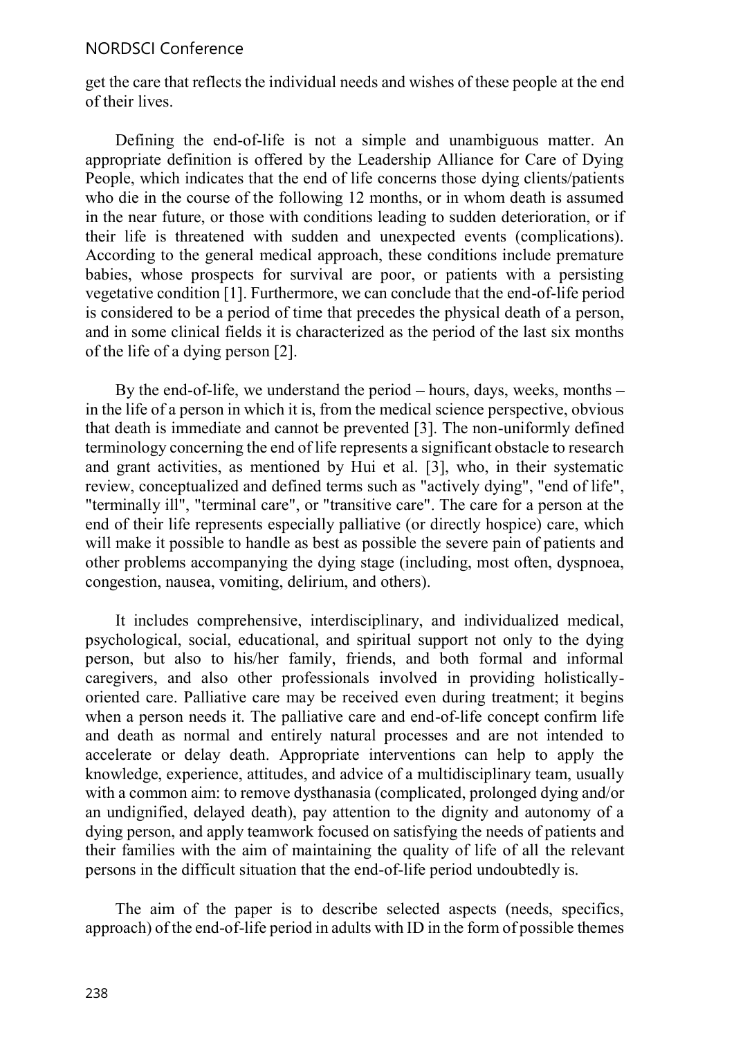get the care that reflects the individual needs and wishes of these people at the end of their lives.

Defining the end-of-life is not a simple and unambiguous matter. An appropriate definition is offered by the Leadership Alliance for Care of Dying People, which indicates that the end of life concerns those dying clients/patients who die in the course of the following 12 months, or in whom death is assumed in the near future, or those with conditions leading to sudden deterioration, or if their life is threatened with sudden and unexpected events (complications). According to the general medical approach, these conditions include premature babies, whose prospects for survival are poor, or patients with a persisting vegetative condition [1]. Furthermore, we can conclude that the end-of-life period is considered to be a period of time that precedes the physical death of a person, and in some clinical fields it is characterized as the period of the last six months of the life of a dying person [2].

By the end-of-life, we understand the period – hours, days, weeks, months – in the life of a person in which it is, from the medical science perspective, obvious that death is immediate and cannot be prevented [3]. The non-uniformly defined terminology concerning the end of life represents a significant obstacle to research and grant activities, as mentioned by Hui et al. [3], who, in their systematic review, conceptualized and defined terms such as "actively dying", "end of life", "terminally ill", "terminal care", or "transitive care". The care for a person at the end of their life represents especially palliative (or directly hospice) care, which will make it possible to handle as best as possible the severe pain of patients and other problems accompanying the dying stage (including, most often, dyspnoea, congestion, nausea, vomiting, delirium, and others).

It includes comprehensive, interdisciplinary, and individualized medical, psychological, social, educational, and spiritual support not only to the dying person, but also to his/her family, friends, and both formal and informal caregivers, and also other professionals involved in providing holistically-oriented care. Palliative care may be received even during treatment; it begins when a person needs it. The palliative care and end-of-life concept confirm life and death as normal and entirely natural processes and are not intended to accelerate or delay death. Appropriate interventions can help to apply the knowledge, experience, attitudes, and advice of a multidisciplinary team, usually with a common aim: to remove dysthanasia (complicated, prolonged dying and/or an undignified, delayed death), pay attention to the dignity and autonomy of a dying person, and apply teamwork focused on satisfying the needs of patients and their families with the aim of maintaining the quality of life of all the relevant persons in the difficult situation that the end-of-life period undoubtedly is.

The aim of the paper is to describe selected aspects (needs, specifics, approach) of the end-of-life period in adults with ID in the form of possible themes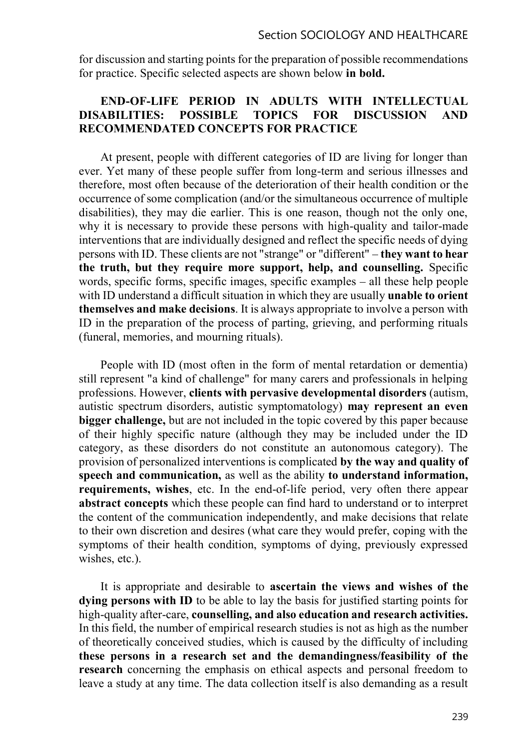for discussion and starting points for the preparation of possible recommendations for practice. Specific selected aspects are shown below **in bold.**

## END-OF-LIFE PERIOD IN ADULTS WITH INTELLECTUAL DISABILITIES: POSSIBLE TOPICS FOR DISCUSSION AND RECOMMENDATED CONCEPTS FOR PRACTICE

At present, people with different categories of ID are living for longer than ever. Yet many of these people suffer from long-term and serious illnesses and therefore, most often because of the deterioration of their health condition or the occurrence of some complication (and/or the simultaneous occurrence of multiple disabilities), they may die earlier. This is one reason, though not the only one, why it is necessary to provide these persons with high-quality and tailor-made interventions that are individually designed and reflect the specific needs of dying persons with ID. These clients are not "strange" or "different" – **they want to hear the truth, but they require more support, help, and counselling.** Specific words, specific forms, specific images, specific examples – all these help people with ID understand a difficult situation in which they are usually **unable to orient themselves and make decisions**. It is always appropriate to involve a person with ID in the preparation of the process of parting, grieving, and performing rituals (funeral, memories, and mourning rituals).

People with ID (most often in the form of mental retardation or dementia) still represent "a kind of challenge" for many carers and professionals in helping professions. However, **clients with pervasive developmental disorders** (autism, autistic spectrum disorders, autistic symptomatology) **may represent an even bigger challenge,** but are not included in the topic covered by this paper because of their highly specific nature (although they may be included under the ID category, as these disorders do not constitute an autonomous category). The provision of personalized interventions is complicated **by the way and quality of speech and communication,** as well as the ability **to understand information, requirements, wishes**, etc. In the end-of-life period, very often there appear **abstract concepts** which these people can find hard to understand or to interpret the content of the communication independently, and make decisions that relate to their own discretion and desires (what care they would prefer, coping with the symptoms of their health condition, symptoms of dying, previously expressed wishes, etc.).

It is appropriate and desirable to **ascertain the views and wishes of the dying persons with ID** to be able to lay the basis for justified starting points for high-quality after-care, **counselling, and also education and research activities.** In this field, the number of empirical research studies is not as high as the number of theoretically conceived studies, which is caused by the difficulty of including **these persons in a research set and the demandingness/feasibility of the research** concerning the emphasis on ethical aspects and personal freedom to leave a study at any time. The data collection itself is also demanding as a result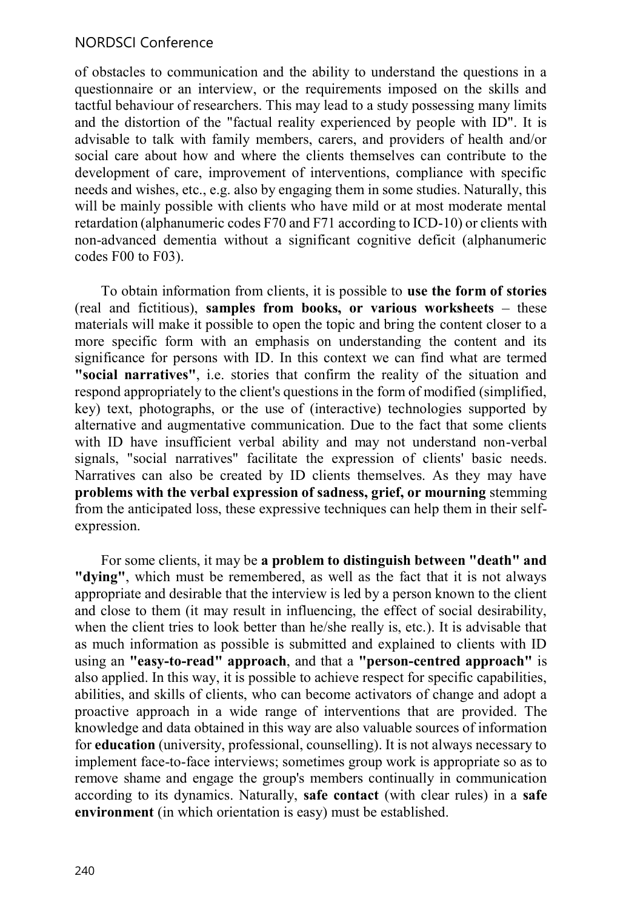of obstacles to communication and the ability to understand the questions in a questionnaire or an interview, or the requirements imposed on the skills and tactful behaviour of researchers. This may lead to a study possessing many limits and the distortion of the "factual reality experienced by people with ID". It is advisable to talk with family members, carers, and providers of health and/or social care about how and where the clients themselves can contribute to the development of care, improvement of interventions, compliance with specific needs and wishes, etc., e.g. also by engaging them in some studies. Naturally, this will be mainly possible with clients who have mild or at most moderate mental retardation (alphanumeric codes F70 and F71 according to ICD-10) or clients with non-advanced dementia without a significant cognitive deficit (alphanumeric codes F00 to F03).

To obtain information from clients, it is possible to **use the form of stories** (real and fictitious), **samples from books, or various worksheets** – these materials will make it possible to open the topic and bring the content closer to a more specific form with an emphasis on understanding the content and its significance for persons with ID. In this context we can find what are termed **"social narratives"**, i.e. stories that confirm the reality of the situation and respond appropriately to the client's questions in the form of modified (simplified, key) text, photographs, or the use of (interactive) technologies supported by alternative and augmentative communication. Due to the fact that some clients with ID have insufficient verbal ability and may not understand non-verbal signals, "social narratives" facilitate the expression of clients' basic needs. Narratives can also be created by ID clients themselves. As they may have **problems with the verbal expression of sadness, grief, or mourning** stemming from the anticipated loss, these expressive techniques can help them in their self-expression.

For some clients, it may be **a problem to distinguish between "death" and "dying"**, which must be remembered, as well as the fact that it is not always appropriate and desirable that the interview is led by a person known to the client and close to them (it may result in influencing, the effect of social desirability, when the client tries to look better than he/she really is, etc.). It is advisable that as much information as possible is submitted and explained to clients with ID using an **"easy-to-read" approach**, and that a **"person-centred approach"** is also applied. In this way, it is possible to achieve respect for specific capabilities, abilities, and skills of clients, who can become activators of change and adopt a proactive approach in a wide range of interventions that are provided. The knowledge and data obtained in this way are also valuable sources of information for **education** (university, professional, counselling). It is not always necessary to implement face-to-face interviews; sometimes group work is appropriate so as to remove shame and engage the group's members continually in communication according to its dynamics. Naturally, **safe contact** (with clear rules) in a **safe environment** (in which orientation is easy) must be established.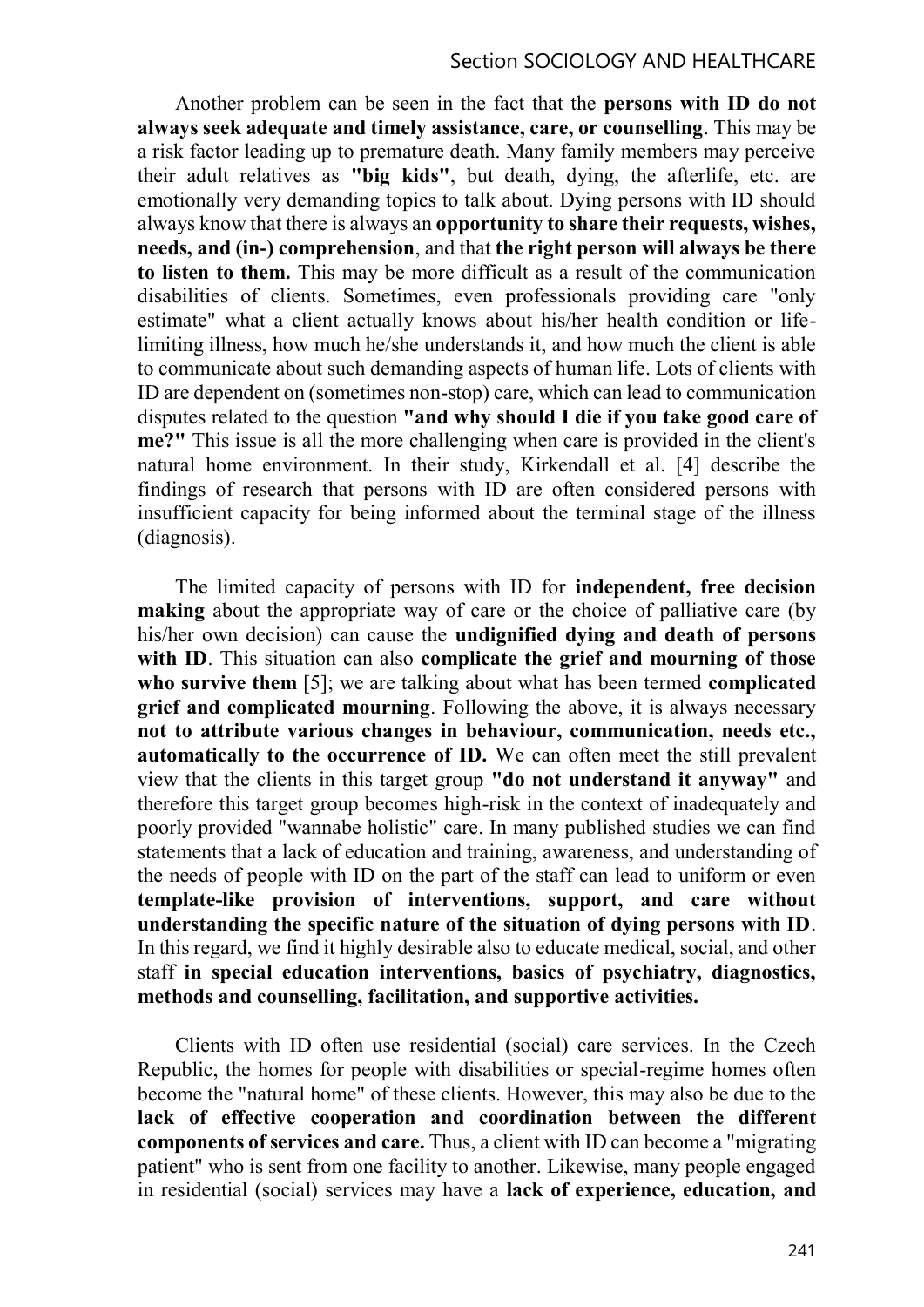Another problem can be seen in the fact that the **persons with ID do not always seek adequate and timely assistance, care, or counselling**. This may be a risk factor leading up to premature death. Many family members may perceive their adult relatives as **"big kids"**, but death, dying, the afterlife, etc. are emotionally very demanding topics to talk about. Dying persons with ID should always know that there is always an **opportunity to share their requests, wishes, needs, and (in-) comprehension**, and that **the right person will always be there to listen to them.** This may be more difficult as a result of the communication disabilities of clients. Sometimes, even professionals providing care "only estimate" what a client actually knows about his/her health condition or life-limiting illness, how much he/she understands it, and how much the client is able to communicate about such demanding aspects of human life. Lots of clients with ID are dependent on (sometimes non-stop) care, which can lead to communication disputes related to the question **"and why should I die if you take good care of me?"** This issue is all the more challenging when care is provided in the client's natural home environment. In their study, Kirkendall et al. [4] describe the findings of research that persons with ID are often considered persons with insufficient capacity for being informed about the terminal stage of the illness (diagnosis).

The limited capacity of persons with ID for **independent, free decision making** about the appropriate way of care or the choice of palliative care (by his/her own decision) can cause the **undignified dying and death of persons with ID**. This situation can also **complicate the grief and mourning of those who survive them** [5]; we are talking about what has been termed **complicated grief and complicated mourning**. Following the above, it is always necessary **not to attribute various changes in behaviour, communication, needs etc., automatically to the occurrence of ID.** We can often meet the still prevalent view that the clients in this target group **"do not understand it anyway"** and therefore this target group becomes high-risk in the context of inadequately and poorly provided "wannabe holistic" care. In many published studies we can find statements that a lack of education and training, awareness, and understanding of the needs of people with ID on the part of the staff can lead to uniform or even **template-like provision of interventions, support, and care without understanding the specific nature of the situation of dying persons with ID**. In this regard, we find it highly desirable also to educate medical, social, and other staff **in special education interventions, basics of psychiatry, diagnostics, methods and counselling, facilitation, and supportive activities.**

Clients with ID often use residential (social) care services. In the Czech Republic, the homes for people with disabilities or special-regime homes often become the "natural home" of these clients. However, this may also be due to the **lack of effective cooperation and coordination between the different components of services and care.** Thus, a client with ID can become a "migrating patient" who is sent from one facility to another. Likewise, many people engaged in residential (social) services may have a **lack of experience, education, and**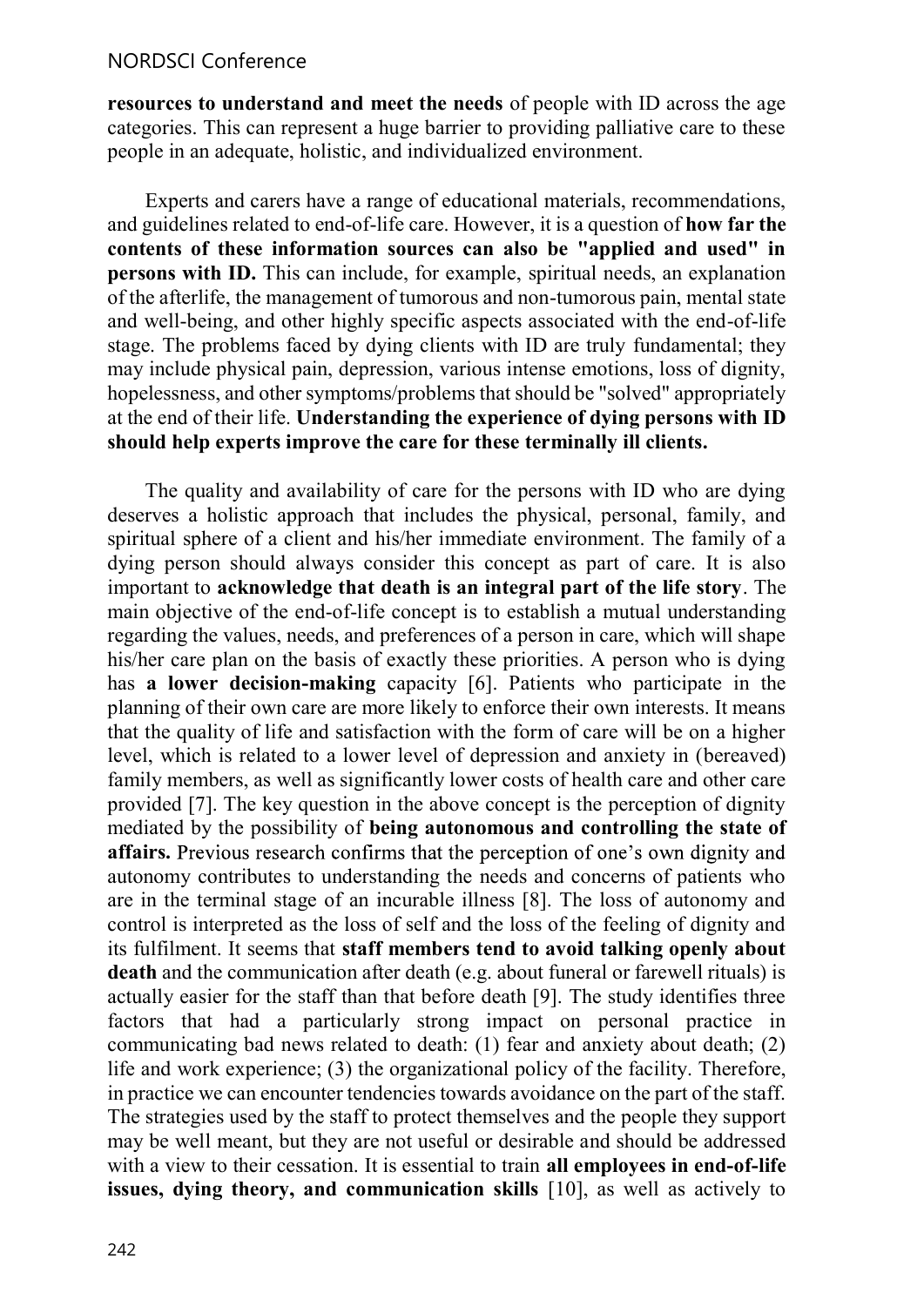**resources to understand and meet the needs** of people with ID across the age categories. This can represent a huge barrier to providing palliative care to these people in an adequate, holistic, and individualized environment.

Experts and carers have a range of educational materials, recommendations, and guidelines related to end-of-life care. However, it is a question of **how far the contents of these information sources can also be "applied and used" in persons with ID.** This can include, for example, spiritual needs, an explanation of the afterlife, the management of tumorous and non-tumorous pain, mental state and well-being, and other highly specific aspects associated with the end-of-life stage. The problems faced by dying clients with ID are truly fundamental; they may include physical pain, depression, various intense emotions, loss of dignity, hopelessness, and other symptoms/problems that should be "solved" appropriately at the end of their life. **Understanding the experience of dying persons with ID should help experts improve the care for these terminally ill clients.**

The quality and availability of care for the persons with ID who are dying deserves a holistic approach that includes the physical, personal, family, and spiritual sphere of a client and his/her immediate environment. The family of a dying person should always consider this concept as part of care. It is also important to **acknowledge that death is an integral part of the life story**. The main objective of the end-of-life concept is to establish a mutual understanding regarding the values, needs, and preferences of a person in care, which will shape his/her care plan on the basis of exactly these priorities. A person who is dying has **a lower decision-making** capacity [6]. Patients who participate in the planning of their own care are more likely to enforce their own interests. It means that the quality of life and satisfaction with the form of care will be on a higher level, which is related to a lower level of depression and anxiety in (bereaved) family members, as well as significantly lower costs of health care and other care provided [7]. The key question in the above concept is the perception of dignity mediated by the possibility of **being autonomous and controlling the state of affairs.** Previous research confirms that the perception of one's own dignity and autonomy contributes to understanding the needs and concerns of patients who are in the terminal stage of an incurable illness [8]. The loss of autonomy and control is interpreted as the loss of self and the loss of the feeling of dignity and its fulfilment. It seems that **staff members tend to avoid talking openly about death** and the communication after death (e.g. about funeral or farewell rituals) is actually easier for the staff than that before death [9]. The study identifies three factors that had a particularly strong impact on personal practice in communicating bad news related to death: (1) fear and anxiety about death; (2) life and work experience; (3) the organizational policy of the facility. Therefore, in practice we can encounter tendencies towards avoidance on the part of the staff. The strategies used by the staff to protect themselves and the people they support may be well meant, but they are not useful or desirable and should be addressed with a view to their cessation. It is essential to train **all employees in end-of-life issues, dying theory, and communication skills** [10], as well as actively to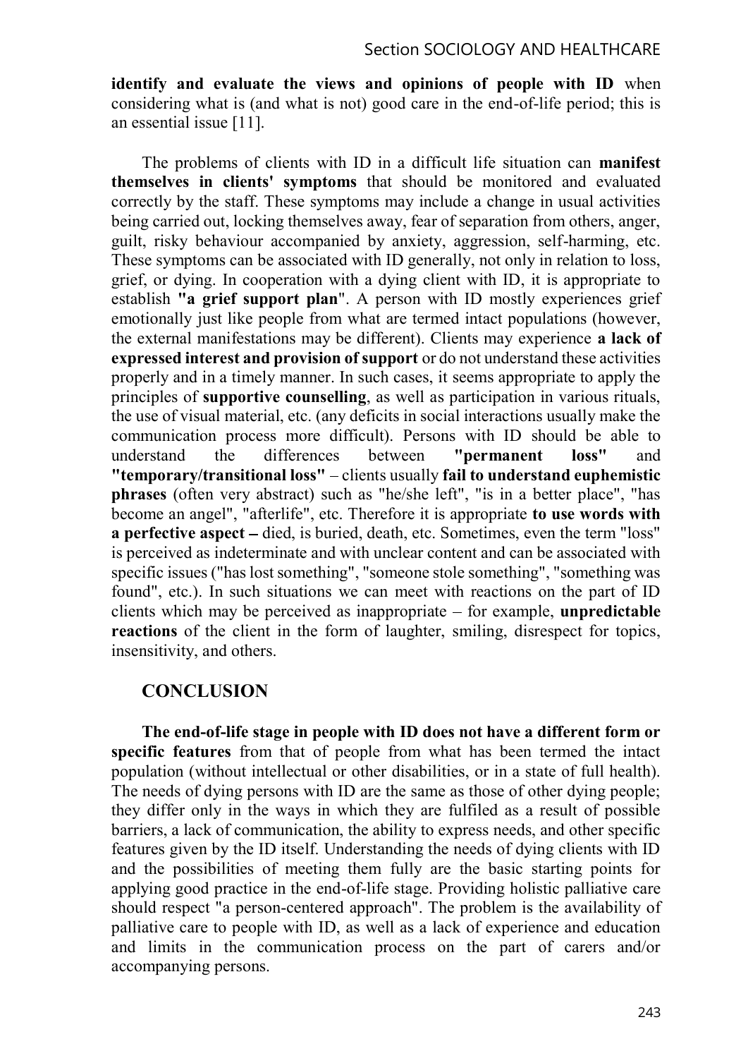**identify and evaluate the views and opinions of people with ID** when considering what is (and what is not) good care in the end-of-life period; this is an essential issue [11].

The problems of clients with ID in a difficult life situation can **manifest themselves in clients' symptoms** that should be monitored and evaluated correctly by the staff. These symptoms may include a change in usual activities being carried out, locking themselves away, fear of separation from others, anger, guilt, risky behaviour accompanied by anxiety, aggression, self-harming, etc. These symptoms can be associated with ID generally, not only in relation to loss, grief, or dying. In cooperation with a dying client with ID, it is appropriate to establish **"a grief support plan"**. A person with ID mostly experiences grief emotionally just like people from what are termed intact populations (however, the external manifestations may be different). Clients may experience **a lack of expressed interest and provision of support** or do not understand these activities properly and in a timely manner. In such cases, it seems appropriate to apply the principles of **supportive counselling**, as well as participation in various rituals, the use of visual material, etc. (any deficits in social interactions usually make the communication process more difficult). Persons with ID should be able to understand the differences between **"permanent loss"** and **"temporary/transitional loss"** – clients usually **fail to understand euphemistic phrases** (often very abstract) such as "he/she left", "is in a better place", "has become an angel", "afterlife", etc. Therefore it is appropriate **to use words with a perfective aspect –** died, is buried, death, etc. Sometimes, even the term "loss" is perceived as indeterminate and with unclear content and can be associated with specific issues ("has lost something", "someone stole something", "something was found", etc.). In such situations we can meet with reactions on the part of ID clients which may be perceived as inappropriate – for example, **unpredictable reactions** of the client in the form of laughter, smiling, disrespect for topics, insensitivity, and others.

## CONCLUSION

**The end-of-life stage in people with ID does not have a different form or specific features** from that of people from what has been termed the intact population (without intellectual or other disabilities, or in a state of full health). The needs of dying persons with ID are the same as those of other dying people; they differ only in the ways in which they are fulfiled as a result of possible barriers, a lack of communication, the ability to express needs, and other specific features given by the ID itself. Understanding the needs of dying clients with ID and the possibilities of meeting them fully are the basic starting points for applying good practice in the end-of-life stage. Providing holistic palliative care should respect "a person-centered approach". The problem is the availability of palliative care to people with ID, as well as a lack of experience and education and limits in the communication process on the part of carers and/or accompanying persons.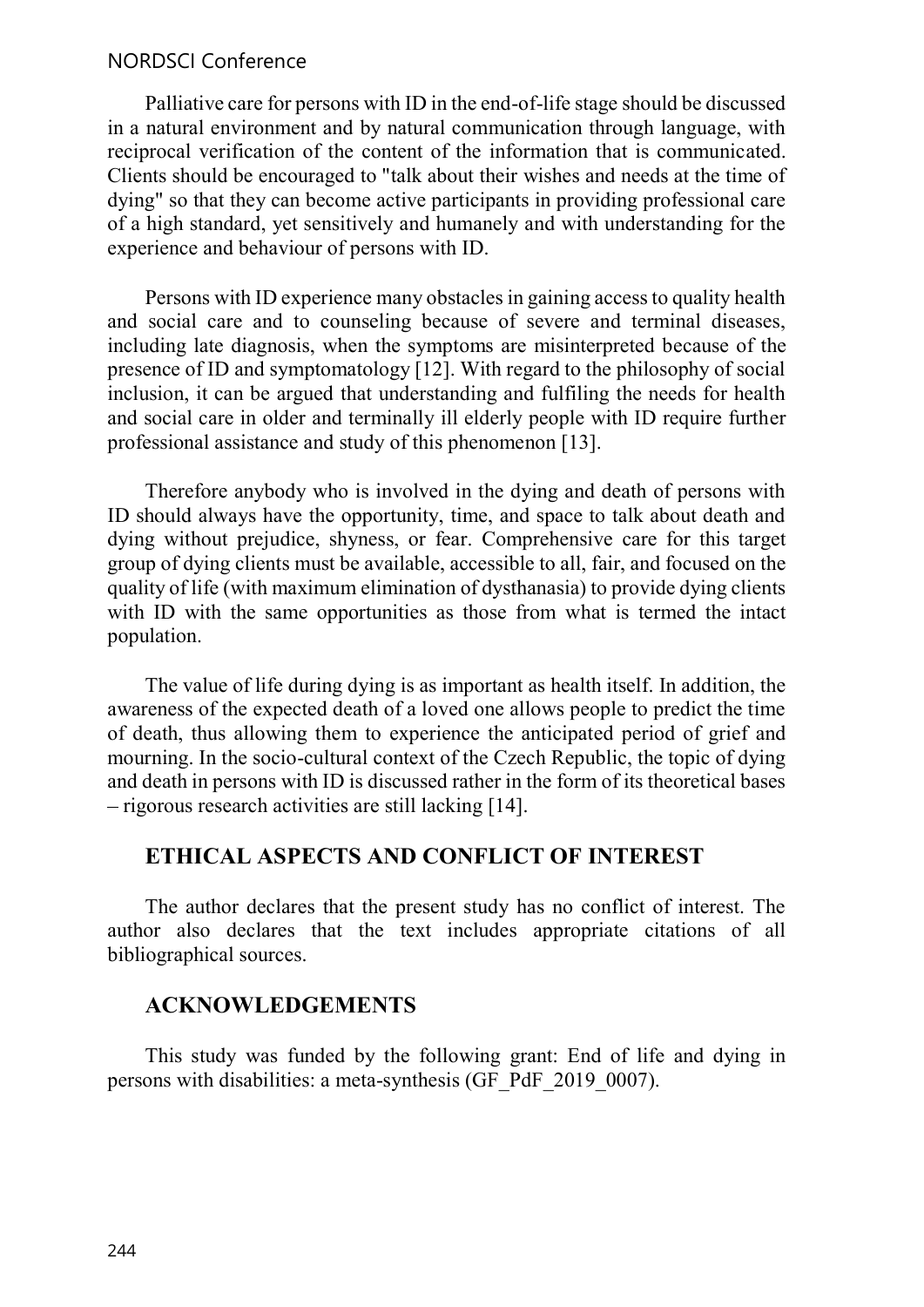Palliative care for persons with ID in the end-of-life stage should be discussed in a natural environment and by natural communication through language, with reciprocal verification of the content of the information that is communicated. Clients should be encouraged to "talk about their wishes and needs at the time of dying" so that they can become active participants in providing professional care of a high standard, yet sensitively and humanely and with understanding for the experience and behaviour of persons with ID.

Persons with ID experience many obstacles in gaining access to quality health and social care and to counseling because of severe and terminal diseases, including late diagnosis, when the symptoms are misinterpreted because of the presence of ID and symptomatology [12]. With regard to the philosophy of social inclusion, it can be argued that understanding and fulfiling the needs for health and social care in older and terminally ill elderly people with ID require further professional assistance and study of this phenomenon [13].

Therefore anybody who is involved in the dying and death of persons with ID should always have the opportunity, time, and space to talk about death and dying without prejudice, shyness, or fear. Comprehensive care for this target group of dying clients must be available, accessible to all, fair, and focused on the quality of life (with maximum elimination of dysthanasia) to provide dying clients with ID with the same opportunities as those from what is termed the intact population.

The value of life during dying is as important as health itself. In addition, the awareness of the expected death of a loved one allows people to predict the time of death, thus allowing them to experience the anticipated period of grief and mourning. In the socio-cultural context of the Czech Republic, the topic of dying and death in persons with ID is discussed rather in the form of its theoretical bases – rigorous research activities are still lacking [14].

## ETHICAL ASPECTS AND CONFLICT OF INTEREST

The author declares that the present study has no conflict of interest. The author also declares that the text includes appropriate citations of all bibliographical sources.

## ACKNOWLEDGEMENTS

This study was funded by the following grant: End of life and dying in persons with disabilities: a meta-synthesis (GF_PdF_2019_0007).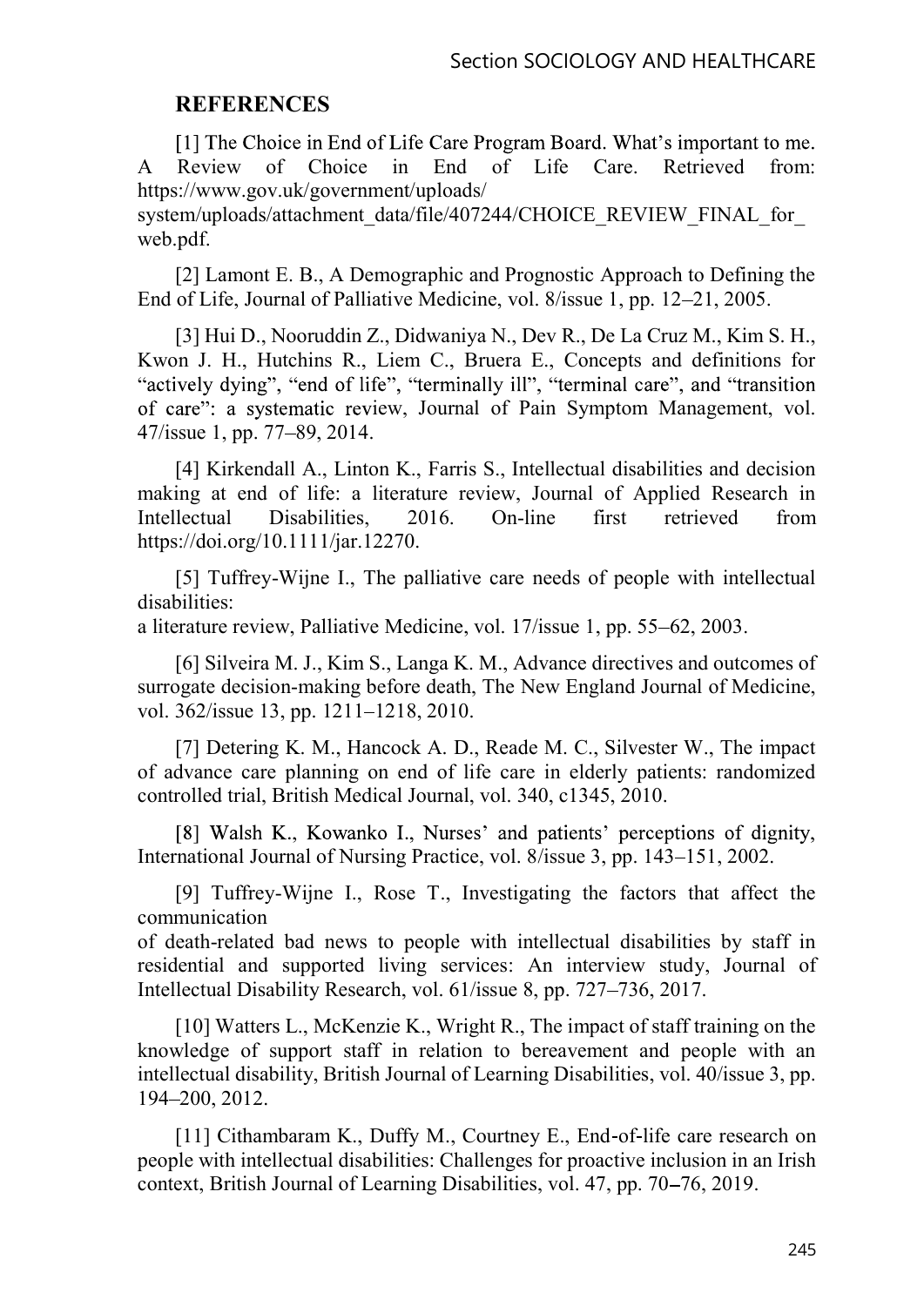## REFERENCES

[1] The Choice in End of Life Care Program Board. What's important to me. A Review of Choice in End of Life Care. Retrieved from: https://www.gov.uk/government/uploads/system/uploads/attachment_data/file/407244/CHOICE_REVIEW_FINAL_for_web.pdf.

[2] Lamont E. B., A Demographic and Prognostic Approach to Defining the End of Life, Journal of Palliative Medicine, vol. 8/issue 1, pp. 12–21, 2005.

[3] Hui D., Nooruddin Z., Didwaniya N., Dev R., De La Cruz M., Kim S. H., Kwon J. H., Hutchins R., Liem C., Bruera E., Concepts and definitions for "actively dying", "end of life", "terminally ill", "terminal care", and "transition of care": a systematic review, Journal of Pain Symptom Management, vol. 47/issue 1, pp. 77–89, 2014.

[4] Kirkendall A., Linton K., Farris S., Intellectual disabilities and decision making at end of life: a literature review, Journal of Applied Research in Intellectual Disabilities, 2016. On-line first retrieved from https://doi.org/10.1111/jar.12270.

[5] Tuffrey-Wijne I., The palliative care needs of people with intellectual disabilities:
a literature review, Palliative Medicine, vol. 17/issue 1, pp. 55–62, 2003.

[6] Silveira M. J., Kim S., Langa K. M., Advance directives and outcomes of surrogate decision-making before death, The New England Journal of Medicine, vol. 362/issue 13, pp. 1211–1218, 2010.

[7] Detering K. M., Hancock A. D., Reade M. C., Silvester W., The impact of advance care planning on end of life care in elderly patients: randomized controlled trial, British Medical Journal, vol. 340, c1345, 2010.

[8] Walsh K., Kowanko I., Nurses' and patients' perceptions of dignity, International Journal of Nursing Practice, vol. 8/issue 3, pp. 143–151, 2002.

[9] Tuffrey-Wijne I., Rose T., Investigating the factors that affect the communication
of death-related bad news to people with intellectual disabilities by staff in residential and supported living services: An interview study, Journal of Intellectual Disability Research, vol. 61/issue 8, pp. 727–736, 2017.

[10] Watters L., McKenzie K., Wright R., The impact of staff training on the knowledge of support staff in relation to bereavement and people with an intellectual disability, British Journal of Learning Disabilities, vol. 40/issue 3, pp. 194–200, 2012.

[11] Cithambaram K., Duffy M., Courtney E., End-of-life care research on people with intellectual disabilities: Challenges for proactive inclusion in an Irish context, British Journal of Learning Disabilities, vol. 47, pp. 70–76, 2019.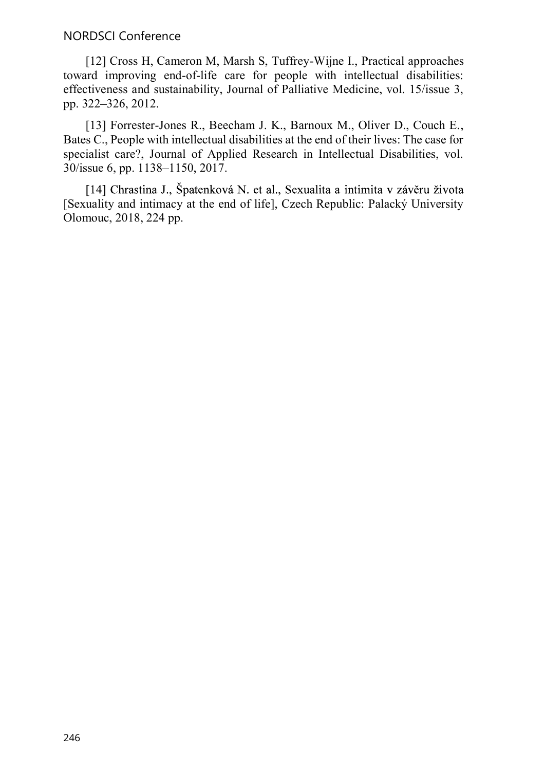[12] Cross H, Cameron M, Marsh S, Tuffrey-Wijne I., Practical approaches toward improving end-of-life care for people with intellectual disabilities: effectiveness and sustainability, Journal of Palliative Medicine, vol. 15/issue 3, pp. 322–326, 2012.

[13] Forrester-Jones R., Beecham J. K., Barnoux M., Oliver D., Couch E., Bates C., People with intellectual disabilities at the end of their lives: The case for specialist care?, Journal of Applied Research in Intellectual Disabilities, vol. 30/issue 6, pp. 1138–1150, 2017.

[14] Chrastina J., Špatenková N. et al., Sexualita a intimita v závěru života [Sexuality and intimacy at the end of life], Czech Republic: Palacký University Olomouc, 2018, 224 pp.